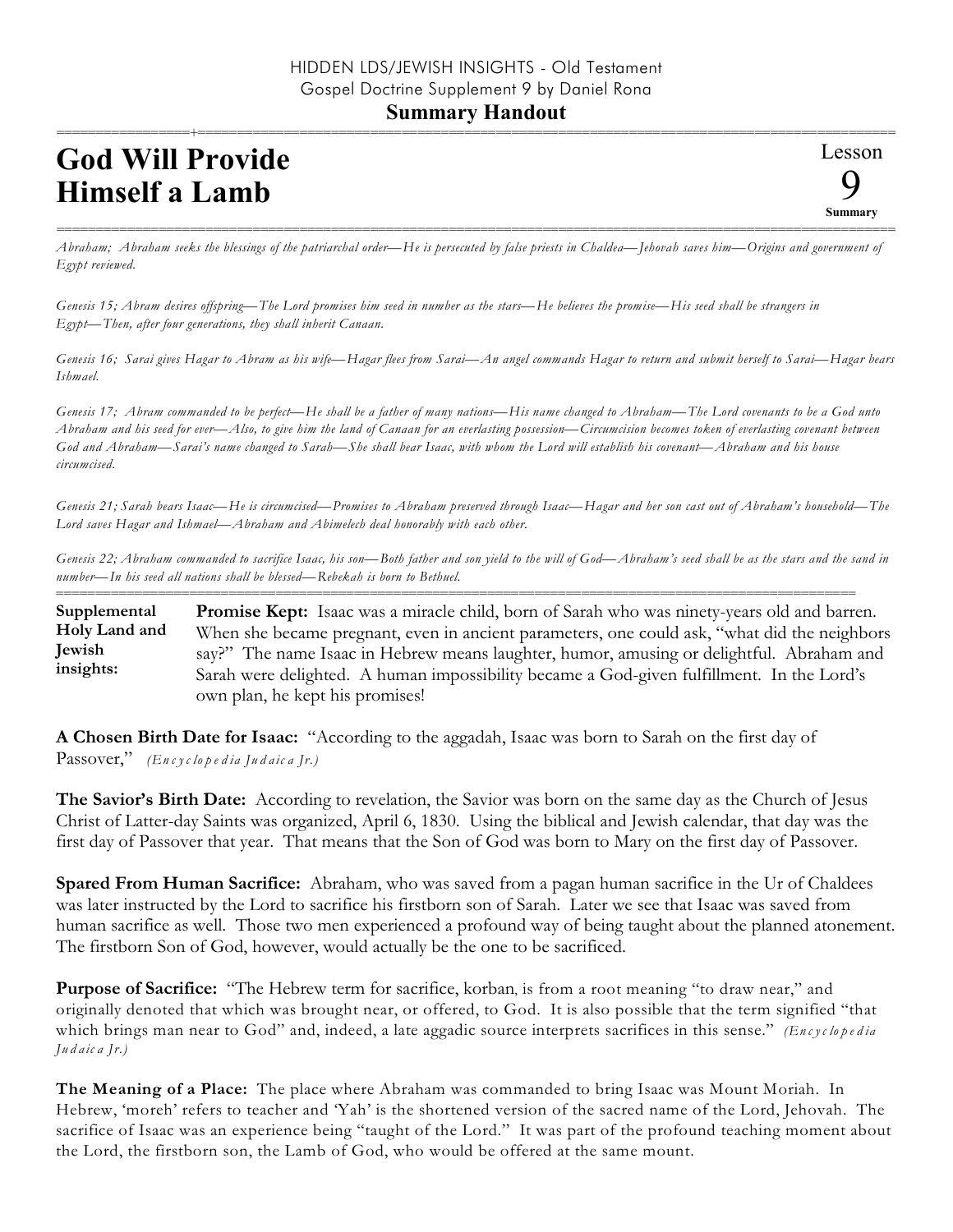HIDDEN LDS/JEWISH INSIGHTS - Old Testament
Gospel Doctrine Supplement 9 by Daniel Rona

**Summary Handout**

# God Will Provide Himself a Lamb

Lesson 9 Summary

*Abraham; Abraham seeks the blessings of the patriarchal order—He is persecuted by false priests in Chaldea—Jehovah saves him—Origins and government of Egypt reviewed.*

*Genesis 15; Abram desires offspring—The Lord promises him seed in number as the stars—He believes the promise—His seed shall be strangers in Egypt—Then, after four generations, they shall inherit Canaan.*

*Genesis 16; Sarai gives Hagar to Abram as his wife—Hagar flees from Sarai—An angel commands Hagar to return and submit herself to Sarai—Hagar bears Ishmael.*

*Genesis 17; Abram commanded to be perfect—He shall be a father of many nations—His name changed to Abraham—The Lord covenants to be a God unto Abraham and his seed for ever—Also, to give him the land of Canaan for an everlasting possession—Circumcision becomes token of everlasting covenant between God and Abraham—Sarai's name changed to Sarah—She shall bear Isaac, with whom the Lord will establish his covenant—Abraham and his house circumcised.*

*Genesis 21; Sarah bears Isaac—He is circumcised—Promises to Abraham preserved through Isaac—Hagar and her son cast out of Abraham's household—The Lord saves Hagar and Ishmael—Abraham and Abimelech deal honorably with each other.*

*Genesis 22; Abraham commanded to sacrifice Isaac, his son—Both father and son yield to the will of God—Abraham's seed shall be as the stars and the sand in number—In his seed all nations shall be blessed—Rebekah is born to Bethuel.*

**Supplemental Holy Land and Jewish insights:**

**Promise Kept:** Isaac was a miracle child, born of Sarah who was ninety-years old and barren. When she became pregnant, even in ancient parameters, one could ask, "what did the neighbors say?" The name Isaac in Hebrew means laughter, humor, amusing or delightful. Abraham and Sarah were delighted. A human impossibility became a God-given fulfillment. In the Lord's own plan, he kept his promises!

**A Chosen Birth Date for Isaac:** "According to the aggadah, Isaac was born to Sarah on the first day of Passover," *(Encyclopedia Judaica Jr.)*

**The Savior's Birth Date:** According to revelation, the Savior was born on the same day as the Church of Jesus Christ of Latter-day Saints was organized, April 6, 1830. Using the biblical and Jewish calendar, that day was the first day of Passover that year. That means that the Son of God was born to Mary on the first day of Passover.

**Spared From Human Sacrifice:** Abraham, who was saved from a pagan human sacrifice in the Ur of Chaldees was later instructed by the Lord to sacrifice his firstborn son of Sarah. Later we see that Isaac was saved from human sacrifice as well. Those two men experienced a profound way of being taught about the planned atonement. The firstborn Son of God, however, would actually be the one to be sacrificed.

**Purpose of Sacrifice:** "The Hebrew term for sacrifice, korban, is from a root meaning "to draw near," and originally denoted that which was brought near, or offered, to God. It is also possible that the term signified "that which brings man near to God" and, indeed, a late aggadic source interprets sacrifices in this sense." *(Encyclopedia Judaica Jr.)*

**The Meaning of a Place:** The place where Abraham was commanded to bring Isaac was Mount Moriah. In Hebrew, 'moreh' refers to teacher and 'Yah' is the shortened version of the sacred name of the Lord, Jehovah. The sacrifice of Isaac was an experience being "taught of the Lord." It was part of the profound teaching moment about the Lord, the firstborn son, the Lamb of God, who would be offered at the same mount.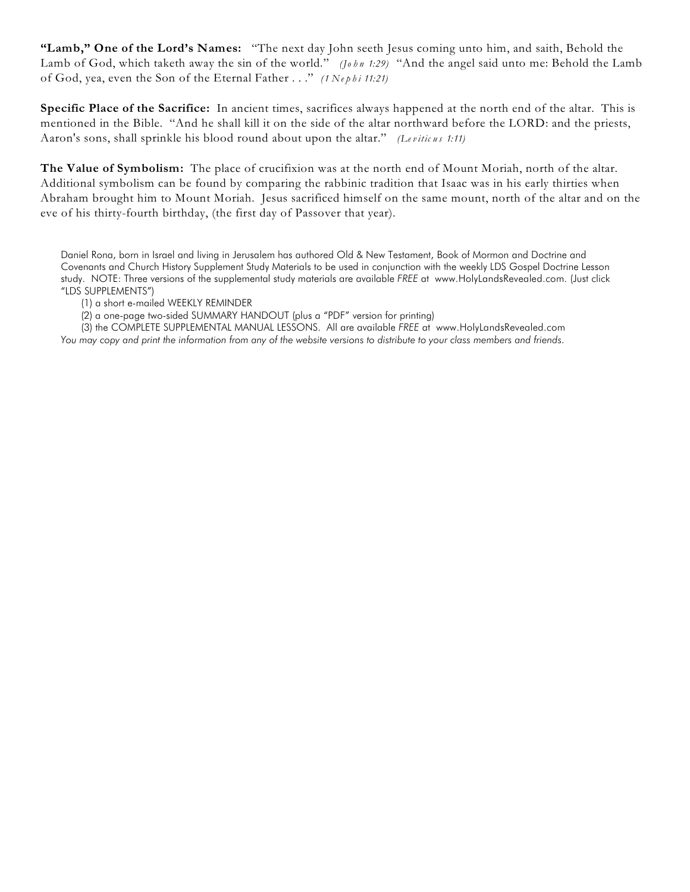**"Lamb," One of the Lord's Names:** "The next day John seeth Jesus coming unto him, and saith, Behold the Lamb of God, which taketh away the sin of the world." *(John 1:29)* "And the angel said unto me: Behold the Lamb of God, yea, even the Son of the Eternal Father . . ." *(1 Nephi 11:21)*

**Specific Place of the Sacrifice:** In ancient times, sacrifices always happened at the north end of the altar. This is mentioned in the Bible. "And he shall kill it on the side of the altar northward before the LORD: and the priests, Aaron's sons, shall sprinkle his blood round about upon the altar." *(Leviticus 1:11)*

**The Value of Symbolism:** The place of crucifixion was at the north end of Mount Moriah, north of the altar. Additional symbolism can be found by comparing the rabbinic tradition that Isaac was in his early thirties when Abraham brought him to Mount Moriah. Jesus sacrificed himself on the same mount, north of the altar and on the eve of his thirty-fourth birthday, (the first day of Passover that year).

Daniel Rona, born in Israel and living in Jerusalem has authored Old & New Testament, Book of Mormon and Doctrine and Covenants and Church History Supplement Study Materials to be used in conjunction with the weekly LDS Gospel Doctrine Lesson study. NOTE: Three versions of the supplemental study materials are available *FREE* at www.HolyLandsRevealed.com. (Just click "LDS SUPPLEMENTS")

(1) a short e-mailed WEEKLY REMINDER

(2) a one-page two-sided SUMMARY HANDOUT (plus a "PDF" version for printing)

(3) the COMPLETE SUPPLEMENTAL MANUAL LESSONS. All are available *FREE* at www.HolyLandsRevealed.com

*You may copy and print the information from any of the website versions to distribute to your class members and friends.*